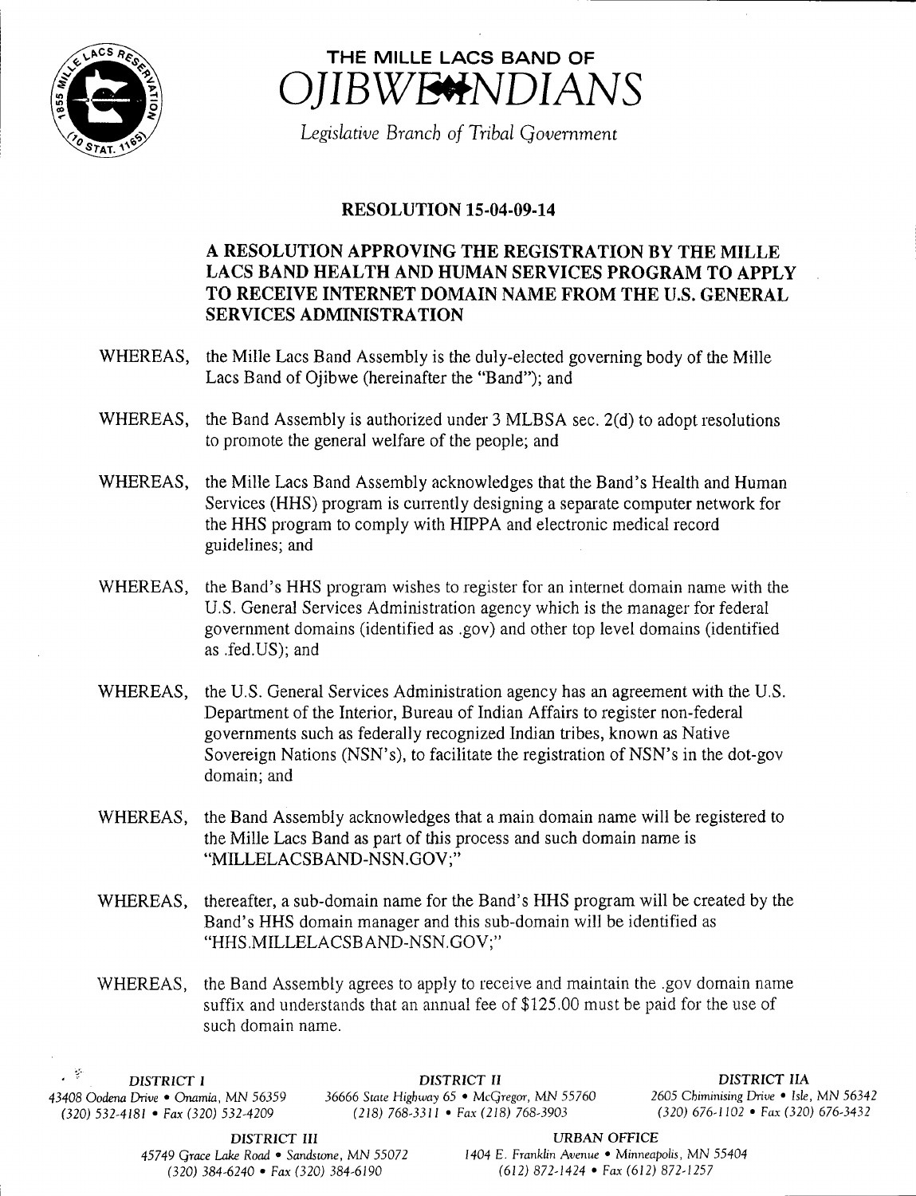# THE MILLE LACS BAND OF OJIBWE INDIANS

*Legislative Branch of Tribal Government*

## RESOLUTION 15-04-09-14

### A RESOLUTION APPROVING THE REGISTRATION BY THE MILLE LACS BAND HEALTH AND HUMAN SERVICES PROGRAM TO APPLY TO RECEIVE INTERNET DOMAIN NAME FROM THE U.S. GENERAL SERVICES ADMINISTRATION

WHEREAS, the Mille Lacs Band Assembly is the duly-elected governing body of the Mille Lacs Band of Ojibwe (hereinafter the "Band"); and

WHEREAS, the Band Assembly is authorized under 3 MLBSA sec. 2(d) to adopt resolutions to promote the general welfare of the people; and

WHEREAS, the Mille Lacs Band Assembly acknowledges that the Band's Health and Human Services (HHS) program is currently designing a separate computer network for the HHS program to comply with HIPPA and electronic medical record guidelines; and

WHEREAS, the Band's HHS program wishes to register for an internet domain name with the U.S. General Services Administration agency which is the manager for federal government domains (identified as .gov) and other top level domains (identified as .fed.US); and

WHEREAS, the U.S. General Services Administration agency has an agreement with the U.S. Department of the Interior, Bureau of Indian Affairs to register non-federal governments such as federally recognized Indian tribes, known as Native Sovereign Nations (NSN's), to facilitate the registration of NSN's in the dot-gov domain; and

WHEREAS, the Band Assembly acknowledges that a main domain name will be registered to the Mille Lacs Band as part of this process and such domain name is "MILLELACSBAND-NSN.GOV;"

WHEREAS, thereafter, a sub-domain name for the Band's HHS program will be created by the Band's HHS domain manager and this sub-domain will be identified as "HHS.MILLELACSBAND-NSN.GOV;"

WHEREAS, the Band Assembly agrees to apply to receive and maintain the .gov domain name suffix and understands that an annual fee of $125.00 must be paid for the use of such domain name.

*DISTRICT I*
*43408 Oodena Drive • Onamia, MN 56359*
*(320) 532-4181 • Fax (320) 532-4209*

*DISTRICT II*
*36666 State Highway 65 • McGregor, MN 55760*
*(218) 768-3311 • Fax (218) 768-3903*

*DISTRICT IIA*
*2605 Chiminising Drive • Isle, MN 56342*
*(320) 676-1102 • Fax (320) 676-3432*

*DISTRICT III*
*45749 Grace Lake Road • Sandstone, MN 55072*
*(320) 384-6240 • Fax (320) 384-6190*

*URBAN OFFICE*
*1404 E. Franklin Avenue • Minneapolis, MN 55404*
*(612) 872-1424 • Fax (612) 872-1257*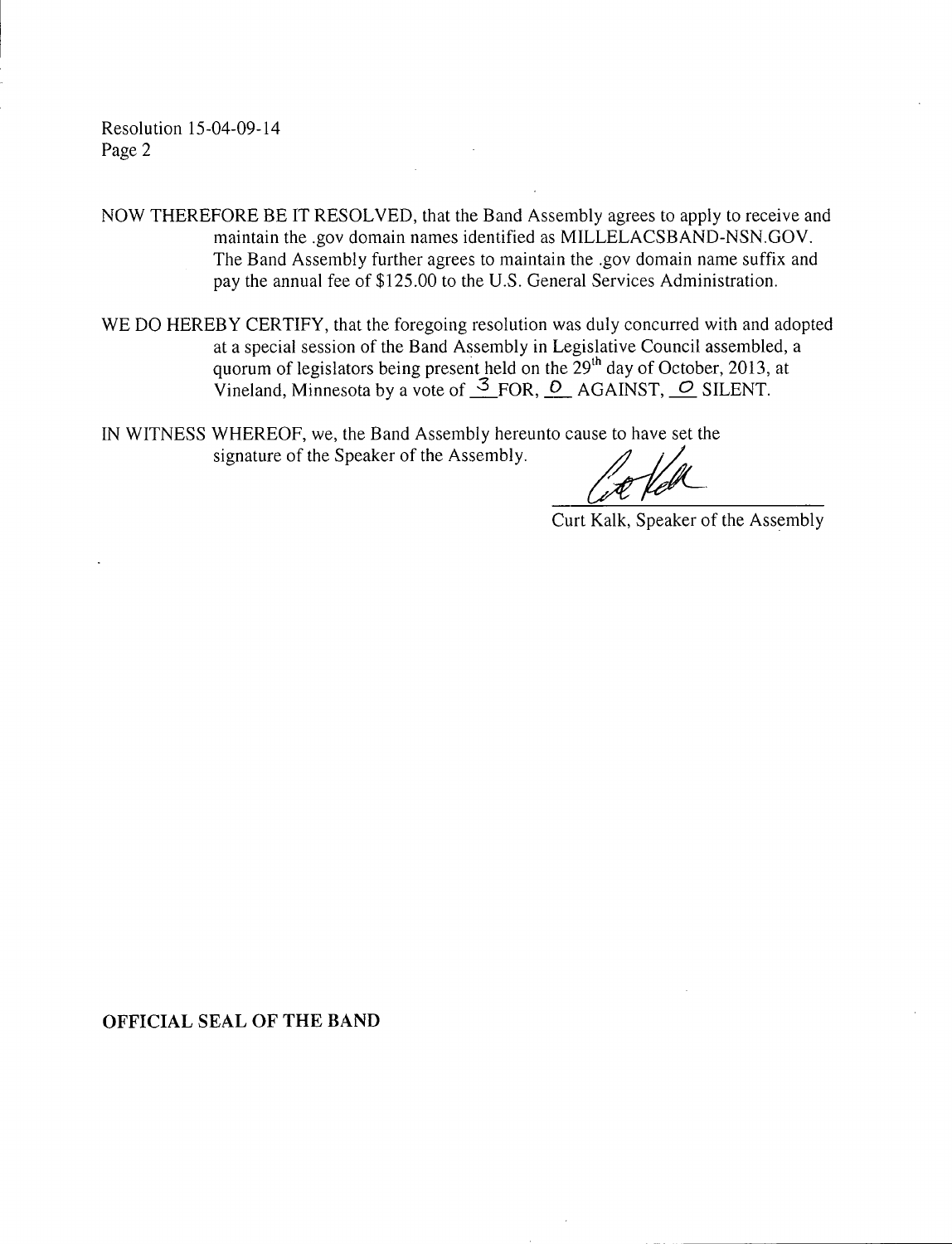Resolution 15-04-09-14
Page 2

NOW THEREFORE BE IT RESOLVED, that the Band Assembly agrees to apply to receive and maintain the .gov domain names identified as MILLELACSBAND-NSN.GOV. The Band Assembly further agrees to maintain the .gov domain name suffix and pay the annual fee of $125.00 to the U.S. General Services Administration.

WE DO HEREBY CERTIFY, that the foregoing resolution was duly concurred with and adopted at a special session of the Band Assembly in Legislative Council assembled, a quorum of legislators being present held on the 29th day of October, 2013, at Vineland, Minnesota by a vote of 3 FOR, 0 AGAINST, 0 SILENT.

IN WITNESS WHEREOF, we, the Band Assembly hereunto cause to have set the signature of the Speaker of the Assembly.

Curt Kalk, Speaker of the Assembly

**OFFICIAL SEAL OF THE BAND**